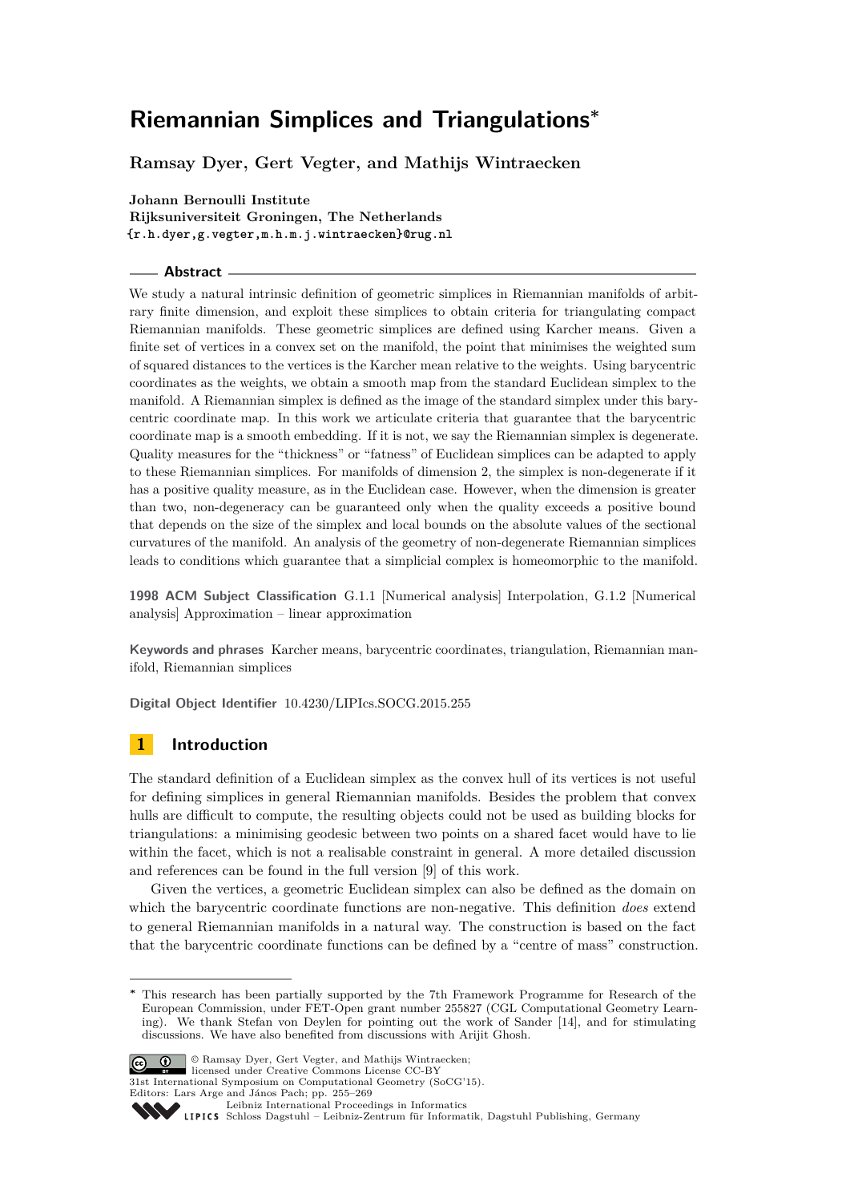# Riemannian Simplices and Triangulations*

**Ramsay Dyer, Gert Vegter, and Mathijs Wintraecken**

**Johann Bernoulli Institute**
**Rijksuniversiteit Groningen, The Netherlands**
**{r.h.dyer,g.vegter,m.h.m.j.wintraecken}@rug.nl**

## Abstract

We study a natural intrinsic definition of geometric simplices in Riemannian manifolds of arbitrary finite dimension, and exploit these simplices to obtain criteria for triangulating compact Riemannian manifolds. These geometric simplices are defined using Karcher means. Given a finite set of vertices in a convex set on the manifold, the point that minimises the weighted sum of squared distances to the vertices is the Karcher mean relative to the weights. Using barycentric coordinates as the weights, we obtain a smooth map from the standard Euclidean simplex to the manifold. A Riemannian simplex is defined as the image of the standard simplex under this barycentric coordinate map. In this work we articulate criteria that guarantee that the barycentric coordinate map is a smooth embedding. If it is not, we say the Riemannian simplex is degenerate. Quality measures for the "thickness" or "fatness" of Euclidean simplices can be adapted to apply to these Riemannian simplices. For manifolds of dimension 2, the simplex is non-degenerate if it has a positive quality measure, as in the Euclidean case. However, when the dimension is greater than two, non-degeneracy can be guaranteed only when the quality exceeds a positive bound that depends on the size of the simplex and local bounds on the absolute values of the sectional curvatures of the manifold. An analysis of the geometry of non-degenerate Riemannian simplices leads to conditions which guarantee that a simplicial complex is homeomorphic to the manifold.

**1998 ACM Subject Classification** G.1.1 [Numerical analysis] Interpolation, G.1.2 [Numerical analysis] Approximation – linear approximation

**Keywords and phrases** Karcher means, barycentric coordinates, triangulation, Riemannian manifold, Riemannian simplices

**Digital Object Identifier** 10.4230/LIPIcs.SOCG.2015.255

## 1 Introduction

The standard definition of a Euclidean simplex as the convex hull of its vertices is not useful for defining simplices in general Riemannian manifolds. Besides the problem that convex hulls are difficult to compute, the resulting objects could not be used as building blocks for triangulations: a minimising geodesic between two points on a shared facet would have to lie within the facet, which is not a realisable constraint in general. A more detailed discussion and references can be found in the full version [9] of this work.

Given the vertices, a geometric Euclidean simplex can also be defined as the domain on which the barycentric coordinate functions are non-negative. This definition *does* extend to general Riemannian manifolds in a natural way. The construction is based on the fact that the barycentric coordinate functions can be defined by a "centre of mass" construction.

* This research has been partially supported by the 7th Framework Programme for Research of the European Commission, under FET-Open grant number 255827 (CGL Computational Geometry Learning). We thank Stefan von Deylen for pointing out the work of Sander [14], and for stimulating discussions. We have also benefited from discussions with Arijit Ghosh.

© Ramsay Dyer, Gert Vegter, and Mathijs Wintraecken;
licensed under Creative Commons License CC-BY
31st International Symposium on Computational Geometry (SoCG'15).
Editors: Lars Arge and János Pach; pp. 255–269
Leibniz International Proceedings in Informatics
LIPICS Schloss Dagstuhl – Leibniz-Zentrum für Informatik, Dagstuhl Publishing, Germany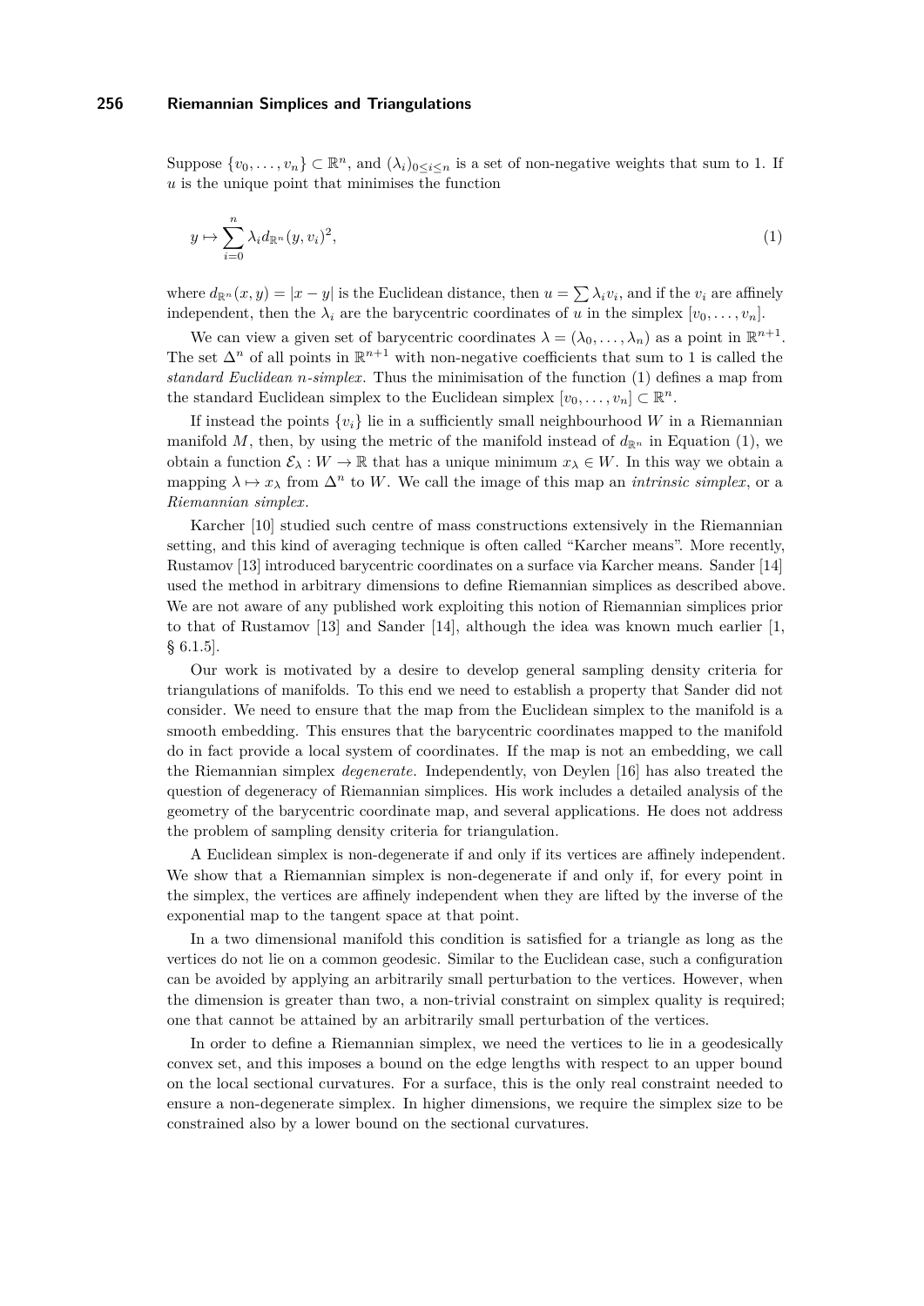Suppose $\{v_0, \ldots, v_n\} \subset \mathbb{R}^n$, and $(\lambda_i)_{0 \leq i \leq n}$ is a set of non-negative weights that sum to 1. If $u$ is the unique point that minimises the function

$$y \mapsto \sum_{i=0}^{n} \lambda_i d_{\mathbb{R}^n}(y, v_i)^2, \tag{1}$$

where $d_{\mathbb{R}^n}(x, y) = |x - y|$ is the Euclidean distance, then $u = \sum \lambda_i v_i$, and if the $v_i$ are affinely independent, then the $\lambda_i$ are the barycentric coordinates of $u$ in the simplex $[v_0, \ldots, v_n]$.

We can view a given set of barycentric coordinates $\lambda = (\lambda_0, \ldots, \lambda_n)$ as a point in $\mathbb{R}^{n+1}$. The set $\Delta^n$ of all points in $\mathbb{R}^{n+1}$ with non-negative coefficients that sum to 1 is called the *standard Euclidean n-simplex*. Thus the minimisation of the function (1) defines a map from the standard Euclidean simplex to the Euclidean simplex $[v_0, \ldots, v_n] \subset \mathbb{R}^n$.

If instead the points $\{v_i\}$ lie in a sufficiently small neighbourhood $W$ in a Riemannian manifold $M$, then, by using the metric of the manifold instead of $d_{\mathbb{R}^n}$ in Equation (1), we obtain a function $\mathcal{E}_\lambda : W \to \mathbb{R}$ that has a unique minimum $x_\lambda \in W$. In this way we obtain a mapping $\lambda \mapsto x_\lambda$ from $\Delta^n$ to $W$. We call the image of this map an *intrinsic simplex*, or a *Riemannian simplex*.

Karcher [10] studied such centre of mass constructions extensively in the Riemannian setting, and this kind of averaging technique is often called "Karcher means". More recently, Rustamov [13] introduced barycentric coordinates on a surface via Karcher means. Sander [14] used the method in arbitrary dimensions to define Riemannian simplices as described above. We are not aware of any published work exploiting this notion of Riemannian simplices prior to that of Rustamov [13] and Sander [14], although the idea was known much earlier [1, § 6.1.5].

Our work is motivated by a desire to develop general sampling density criteria for triangulations of manifolds. To this end we need to establish a property that Sander did not consider. We need to ensure that the map from the Euclidean simplex to the manifold is a smooth embedding. This ensures that the barycentric coordinates mapped to the manifold do in fact provide a local system of coordinates. If the map is not an embedding, we call the Riemannian simplex *degenerate*. Independently, von Deylen [16] has also treated the question of degeneracy of Riemannian simplices. His work includes a detailed analysis of the geometry of the barycentric coordinate map, and several applications. He does not address the problem of sampling density criteria for triangulation.

A Euclidean simplex is non-degenerate if and only if its vertices are affinely independent. We show that a Riemannian simplex is non-degenerate if and only if, for every point in the simplex, the vertices are affinely independent when they are lifted by the inverse of the exponential map to the tangent space at that point.

In a two dimensional manifold this condition is satisfied for a triangle as long as the vertices do not lie on a common geodesic. Similar to the Euclidean case, such a configuration can be avoided by applying an arbitrarily small perturbation to the vertices. However, when the dimension is greater than two, a non-trivial constraint on simplex quality is required; one that cannot be attained by an arbitrarily small perturbation of the vertices.

In order to define a Riemannian simplex, we need the vertices to lie in a geodesically convex set, and this imposes a bound on the edge lengths with respect to an upper bound on the local sectional curvatures. For a surface, this is the only real constraint needed to ensure a non-degenerate simplex. In higher dimensions, we require the simplex size to be constrained also by a lower bound on the sectional curvatures.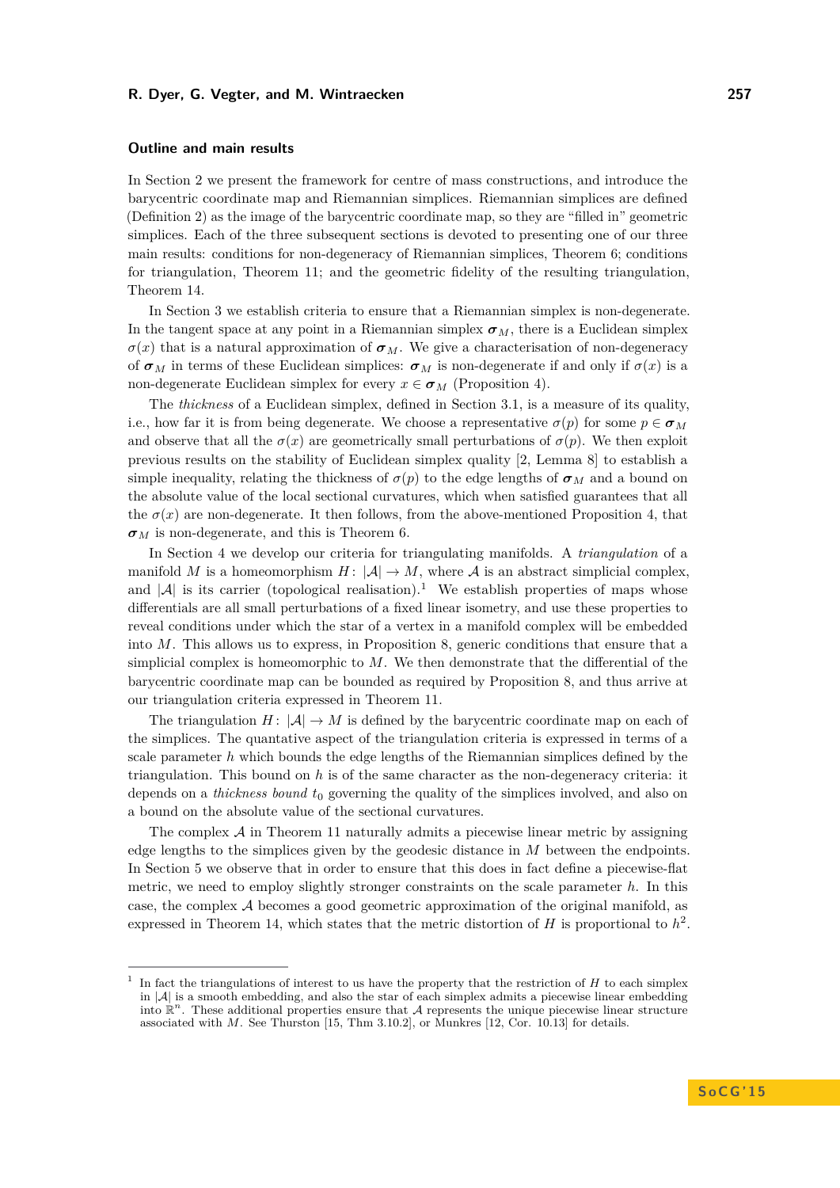### Outline and main results

In Section 2 we present the framework for centre of mass constructions, and introduce the barycentric coordinate map and Riemannian simplices. Riemannian simplices are defined (Definition 2) as the image of the barycentric coordinate map, so they are "filled in" geometric simplices. Each of the three subsequent sections is devoted to presenting one of our three main results: conditions for non-degeneracy of Riemannian simplices, Theorem 6; conditions for triangulation, Theorem 11; and the geometric fidelity of the resulting triangulation, Theorem 14.

In Section 3 we establish criteria to ensure that a Riemannian simplex is non-degenerate. In the tangent space at any point in a Riemannian simplex $\boldsymbol{\sigma}_M$, there is a Euclidean simplex $\sigma(x)$ that is a natural approximation of $\boldsymbol{\sigma}_M$. We give a characterisation of non-degeneracy of $\boldsymbol{\sigma}_M$ in terms of these Euclidean simplices: $\boldsymbol{\sigma}_M$ is non-degenerate if and only if $\sigma(x)$ is a non-degenerate Euclidean simplex for every $x \in \boldsymbol{\sigma}_M$ (Proposition 4).

The *thickness* of a Euclidean simplex, defined in Section 3.1, is a measure of its quality, i.e., how far it is from being degenerate. We choose a representative $\sigma(p)$ for some $p \in \boldsymbol{\sigma}_M$ and observe that all the $\sigma(x)$ are geometrically small perturbations of $\sigma(p)$. We then exploit previous results on the stability of Euclidean simplex quality [2, Lemma 8] to establish a simple inequality, relating the thickness of $\sigma(p)$ to the edge lengths of $\boldsymbol{\sigma}_M$ and a bound on the absolute value of the local sectional curvatures, which when satisfied guarantees that all the $\sigma(x)$ are non-degenerate. It then follows, from the above-mentioned Proposition 4, that $\boldsymbol{\sigma}_M$ is non-degenerate, and this is Theorem 6.

In Section 4 we develop our criteria for triangulating manifolds. A *triangulation* of a manifold $M$ is a homeomorphism $H \colon |\mathcal{A}| \to M$, where $\mathcal{A}$ is an abstract simplicial complex, and $|\mathcal{A}|$ is its carrier (topological realisation).[1] We establish properties of maps whose differentials are all small perturbations of a fixed linear isometry, and use these properties to reveal conditions under which the star of a vertex in a manifold complex will be embedded into $M$. This allows us to express, in Proposition 8, generic conditions that ensure that a simplicial complex is homeomorphic to $M$. We then demonstrate that the differential of the barycentric coordinate map can be bounded as required by Proposition 8, and thus arrive at our triangulation criteria expressed in Theorem 11.

The triangulation $H \colon |\mathcal{A}| \to M$ is defined by the barycentric coordinate map on each of the simplices. The quantative aspect of the triangulation criteria is expressed in terms of a scale parameter $h$ which bounds the edge lengths of the Riemannian simplices defined by the triangulation. This bound on $h$ is of the same character as the non-degeneracy criteria: it depends on a *thickness bound* $t_0$ governing the quality of the simplices involved, and also on a bound on the absolute value of the sectional curvatures.

The complex $\mathcal{A}$ in Theorem 11 naturally admits a piecewise linear metric by assigning edge lengths to the simplices given by the geodesic distance in $M$ between the endpoints. In Section 5 we observe that in order to ensure that this does in fact define a piecewise-flat metric, we need to employ slightly stronger constraints on the scale parameter $h$. In this case, the complex $\mathcal{A}$ becomes a good geometric approximation of the original manifold, as expressed in Theorem 14, which states that the metric distortion of $H$ is proportional to $h^2$.

---

[1] In fact the triangulations of interest to us have the property that the restriction of $H$ to each simplex in $|\mathcal{A}|$ is a smooth embedding, and also the star of each simplex admits a piecewise linear embedding into $\mathbb{R}^n$. These additional properties ensure that $\mathcal{A}$ represents the unique piecewise linear structure associated with $M$. See Thurston [15, Thm 3.10.2], or Munkres [12, Cor. 10.13] for details.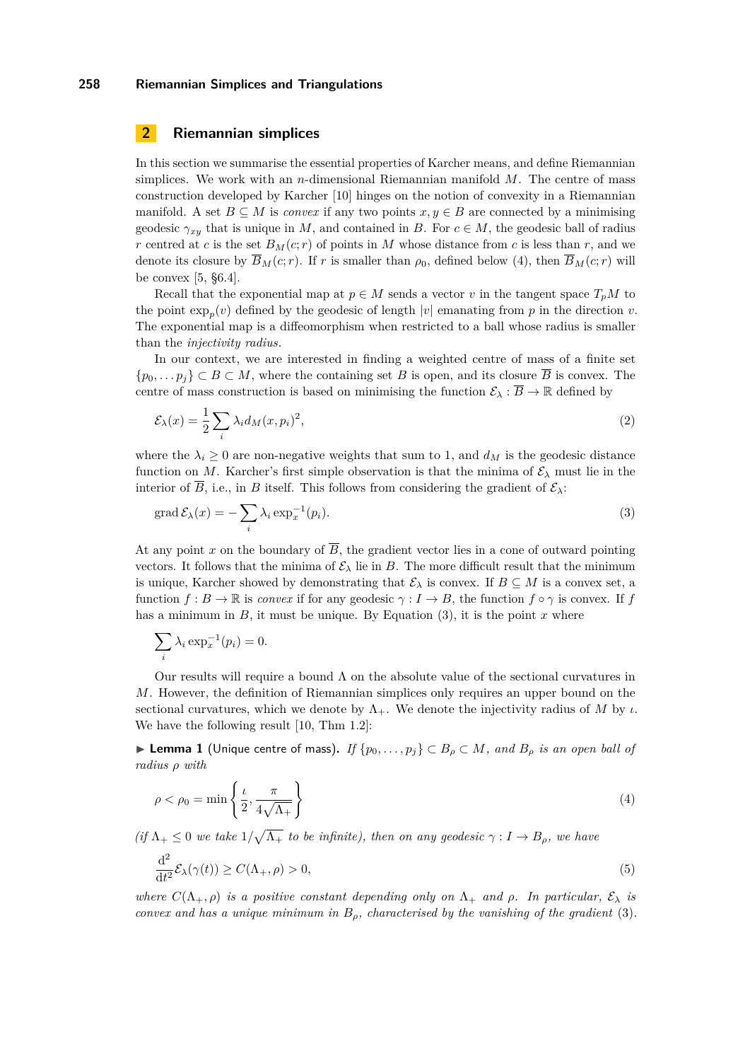## 2 Riemannian simplices

In this section we summarise the essential properties of Karcher means, and define Riemannian simplices. We work with an $n$-dimensional Riemannian manifold $M$. The centre of mass construction developed by Karcher [10] hinges on the notion of convexity in a Riemannian manifold. A set $B \subseteq M$ is *convex* if any two points $x, y \in B$ are connected by a minimising geodesic $\gamma_{xy}$ that is unique in $M$, and contained in $B$. For $c \in M$, the geodesic ball of radius $r$ centred at $c$ is the set $B_M(c; r)$ of points in $M$ whose distance from $c$ is less than $r$, and we denote its closure by $\overline{B}_M(c; r)$. If $r$ is smaller than $\rho_0$, defined below (4), then $\overline{B}_M(c; r)$ will be convex [5, §6.4].

Recall that the exponential map at $p \in M$ sends a vector $v$ in the tangent space $T_pM$ to the point $\exp_p(v)$ defined by the geodesic of length $|v|$ emanating from $p$ in the direction $v$. The exponential map is a diffeomorphism when restricted to a ball whose radius is smaller than the *injectivity radius*.

In our context, we are interested in finding a weighted centre of mass of a finite set $\{p_0, \ldots p_j\} \subset B \subset M$, where the containing set $B$ is open, and its closure $\overline{B}$ is convex. The centre of mass construction is based on minimising the function $\mathcal{E}_\lambda : \overline{B} \to \mathbb{R}$ defined by

$$\mathcal{E}_\lambda(x) = \frac{1}{2} \sum_i \lambda_i d_M(x, p_i)^2, \tag{2}$$

where the $\lambda_i \geq 0$ are non-negative weights that sum to 1, and $d_M$ is the geodesic distance function on $M$. Karcher's first simple observation is that the minima of $\mathcal{E}_\lambda$ must lie in the interior of $\overline{B}$, i.e., in $B$ itself. This follows from considering the gradient of $\mathcal{E}_\lambda$:

$$\operatorname{grad} \mathcal{E}_\lambda(x) = -\sum_i \lambda_i \exp_x^{-1}(p_i). \tag{3}$$

At any point $x$ on the boundary of $\overline{B}$, the gradient vector lies in a cone of outward pointing vectors. It follows that the minima of $\mathcal{E}_\lambda$ lie in $B$. The more difficult result that the minimum is unique, Karcher showed by demonstrating that $\mathcal{E}_\lambda$ is convex. If $B \subseteq M$ is a convex set, a function $f : B \to \mathbb{R}$ is *convex* if for any geodesic $\gamma : I \to B$, the function $f \circ \gamma$ is convex. If $f$ has a minimum in $B$, it must be unique. By Equation (3), it is the point $x$ where

$$\sum_i \lambda_i \exp_x^{-1}(p_i) = 0.$$

Our results will require a bound $\Lambda$ on the absolute value of the sectional curvatures in $M$. However, the definition of Riemannian simplices only requires an upper bound on the sectional curvatures, which we denote by $\Lambda_+$. We denote the injectivity radius of $M$ by $\iota$. We have the following result [10, Thm 1.2]:

▶ **Lemma 1** (Unique centre of mass). *If $\{p_0, \ldots, p_j\} \subset B_\rho \subset M$, and $B_\rho$ is an open ball of radius $\rho$ with*

$$\rho < \rho_0 = \min\left\{\frac{\iota}{2}, \frac{\pi}{4\sqrt{\Lambda_+}}\right\} \tag{4}$$

*(if $\Lambda_+ \leq 0$ we take $1/\sqrt{\Lambda_+}$ to be infinite), then on any geodesic $\gamma : I \to B_\rho$, we have*

$$\frac{\mathrm{d}^2}{\mathrm{d}t^2}\mathcal{E}_\lambda(\gamma(t)) \geq C(\Lambda_+, \rho) > 0, \tag{5}$$

*where $C(\Lambda_+, \rho)$ is a positive constant depending only on $\Lambda_+$ and $\rho$. In particular, $\mathcal{E}_\lambda$ is convex and has a unique minimum in $B_\rho$, characterised by the vanishing of the gradient (3).*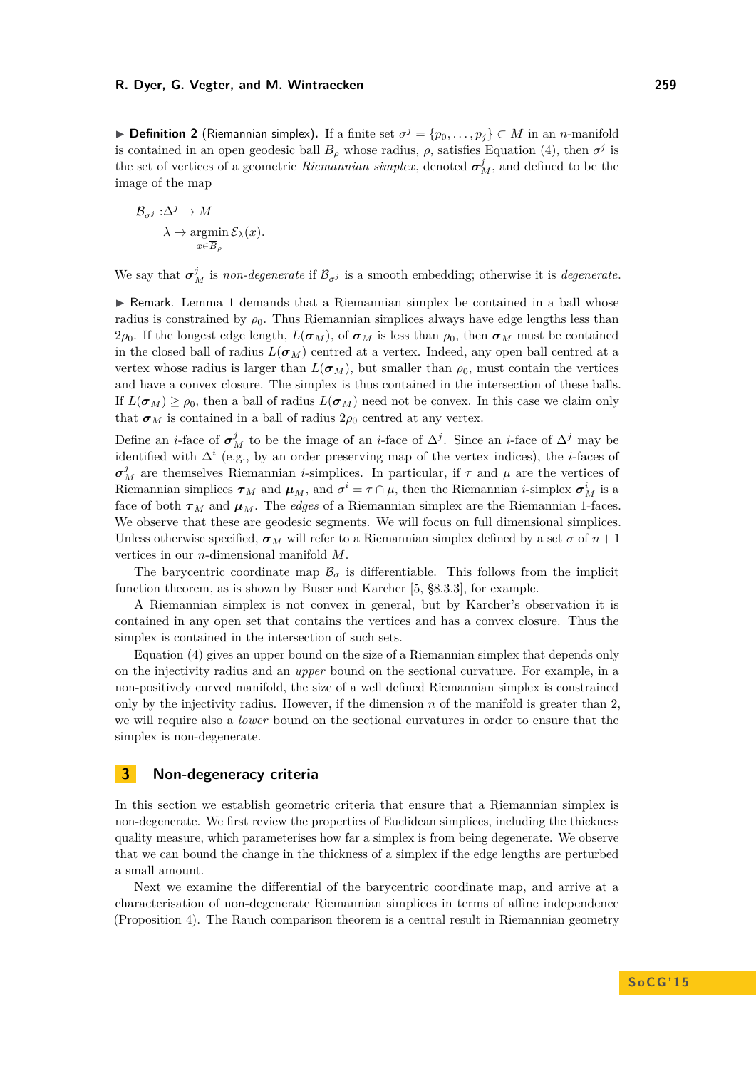▶ **Definition 2** (Riemannian simplex). If a finite set $\sigma^j = \{p_0, \ldots, p_j\} \subset M$ in an $n$-manifold is contained in an open geodesic ball $B_\rho$ whose radius, $\rho$, satisfies Equation (4), then $\sigma^j$ is the set of vertices of a geometric *Riemannian simplex*, denoted $\boldsymbol{\sigma}^j_M$, and defined to be the image of the map

$$\begin{aligned}\mathcal{B}_{\sigma^j} :& \Delta^j \to M \\ & \lambda \mapsto \operatorname*{argmin}_{x \in \overline{B}_\rho} \mathcal{E}_\lambda(x).\end{aligned}$$

We say that $\boldsymbol{\sigma}^j_M$ is *non-degenerate* if $\mathcal{B}_{\sigma^j}$ is a smooth embedding; otherwise it is *degenerate*.

▶ Remark. Lemma 1 demands that a Riemannian simplex be contained in a ball whose radius is constrained by $\rho_0$. Thus Riemannian simplices always have edge lengths less than $2\rho_0$. If the longest edge length, $L(\boldsymbol{\sigma}_M)$, of $\boldsymbol{\sigma}_M$ is less than $\rho_0$, then $\boldsymbol{\sigma}_M$ must be contained in the closed ball of radius $L(\boldsymbol{\sigma}_M)$ centred at a vertex. Indeed, any open ball centred at a vertex whose radius is larger than $L(\boldsymbol{\sigma}_M)$, but smaller than $\rho_0$, must contain the vertices and have a convex closure. The simplex is thus contained in the intersection of these balls. If $L(\boldsymbol{\sigma}_M) \geq \rho_0$, then a ball of radius $L(\boldsymbol{\sigma}_M)$ need not be convex. In this case we claim only that $\boldsymbol{\sigma}_M$ is contained in a ball of radius $2\rho_0$ centred at any vertex.

Define an $i$-face of $\boldsymbol{\sigma}^j_M$ to be the image of an $i$-face of $\Delta^j$. Since an $i$-face of $\Delta^j$ may be identified with $\Delta^i$ (e.g., by an order preserving map of the vertex indices), the $i$-faces of $\boldsymbol{\sigma}^j_M$ are themselves Riemannian $i$-simplices. In particular, if $\tau$ and $\mu$ are the vertices of Riemannian simplices $\boldsymbol{\tau}_M$ and $\boldsymbol{\mu}_M$, and $\sigma^i = \tau \cap \mu$, then the Riemannian $i$-simplex $\boldsymbol{\sigma}^i_M$ is a face of both $\boldsymbol{\tau}_M$ and $\boldsymbol{\mu}_M$. The *edges* of a Riemannian simplex are the Riemannian 1-faces. We observe that these are geodesic segments. We will focus on full dimensional simplices. Unless otherwise specified, $\boldsymbol{\sigma}_M$ will refer to a Riemannian simplex defined by a set $\sigma$ of $n+1$ vertices in our $n$-dimensional manifold $M$.

The barycentric coordinate map $\mathcal{B}_\sigma$ is differentiable. This follows from the implicit function theorem, as is shown by Buser and Karcher [5, §8.3.3], for example.

A Riemannian simplex is not convex in general, but by Karcher's observation it is contained in any open set that contains the vertices and has a convex closure. Thus the simplex is contained in the intersection of such sets.

Equation (4) gives an upper bound on the size of a Riemannian simplex that depends only on the injectivity radius and an *upper* bound on the sectional curvature. For example, in a non-positively curved manifold, the size of a well defined Riemannian simplex is constrained only by the injectivity radius. However, if the dimension $n$ of the manifold is greater than 2, we will require also a *lower* bound on the sectional curvatures in order to ensure that the simplex is non-degenerate.

## 3 Non-degeneracy criteria

In this section we establish geometric criteria that ensure that a Riemannian simplex is non-degenerate. We first review the properties of Euclidean simplices, including the thickness quality measure, which parameterises how far a simplex is from being degenerate. We observe that we can bound the change in the thickness of a simplex if the edge lengths are perturbed a small amount.

Next we examine the differential of the barycentric coordinate map, and arrive at a characterisation of non-degenerate Riemannian simplices in terms of affine independence (Proposition 4). The Rauch comparison theorem is a central result in Riemannian geometry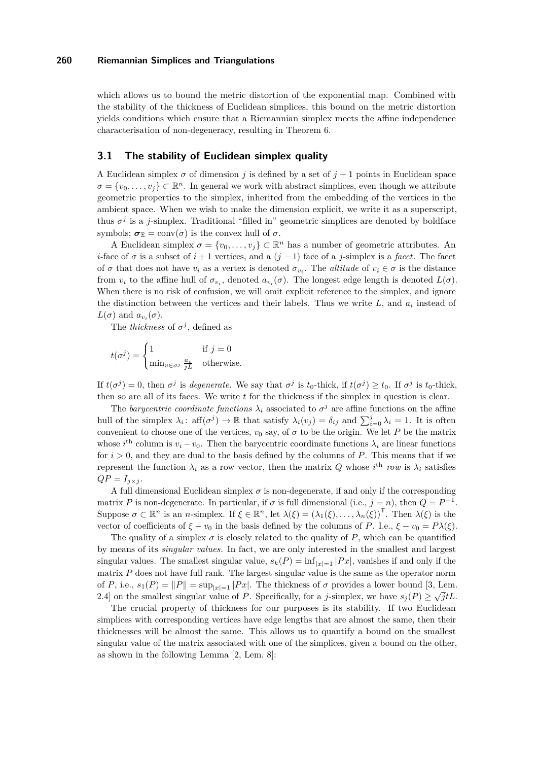which allows us to bound the metric distortion of the exponential map. Combined with the stability of the thickness of Euclidean simplices, this bound on the metric distortion yields conditions which ensure that a Riemannian simplex meets the affine independence characterisation of non-degeneracy, resulting in Theorem 6.

## 3.1 The stability of Euclidean simplex quality

A Euclidean simplex $\sigma$ of dimension $j$ is defined by a set of $j+1$ points in Euclidean space $\sigma = \{v_0, \ldots, v_j\} \subset \mathbb{R}^n$. In general we work with abstract simplices, even though we attribute geometric properties to the simplex, inherited from the embedding of the vertices in the ambient space. When we wish to make the dimension explicit, we write it as a superscript, thus $\sigma^j$ is a $j$-simplex. Traditional "filled in" geometric simplices are denoted by boldface symbols; $\boldsymbol{\sigma}_{\mathbb{E}} = \operatorname{conv}(\sigma)$ is the convex hull of $\sigma$.

A Euclidean simplex $\sigma = \{v_0, \ldots, v_j\} \subset \mathbb{R}^n$ has a number of geometric attributes. An $i$-face of $\sigma$ is a subset of $i+1$ vertices, and a $(j-1)$ face of a $j$-simplex is a *facet*. The facet of $\sigma$ that does not have $v_i$ as a vertex is denoted $\sigma_{v_i}$. The *altitude* of $v_i \in \sigma$ is the distance from $v_i$ to the affine hull of $\sigma_{v_i}$, denoted $a_{v_i}(\sigma)$. The longest edge length is denoted $L(\sigma)$. When there is no risk of confusion, we will omit explicit reference to the simplex, and ignore the distinction between the vertices and their labels. Thus we write $L$, and $a_i$ instead of $L(\sigma)$ and $a_{v_i}(\sigma)$.

The *thickness* of $\sigma^j$, defined as

$$t(\sigma^j) = \begin{cases} 1 & \text{if } j = 0 \\ \min_{v \in \sigma^j} \frac{a_v}{jL} & \text{otherwise.} \end{cases}$$

If $t(\sigma^j) = 0$, then $\sigma^j$ is *degenerate*. We say that $\sigma^j$ is $t_0$-thick, if $t(\sigma^j) \geq t_0$. If $\sigma^j$ is $t_0$-thick, then so are all of its faces. We write $t$ for the thickness if the simplex in question is clear.

The *barycentric coordinate functions* $\lambda_i$ associated to $\sigma^j$ are affine functions on the affine hull of the simplex $\lambda_i \colon \operatorname{aff}(\sigma^j) \to \mathbb{R}$ that satisfy $\lambda_i(v_j) = \delta_{ij}$ and $\sum_{i=0}^{j} \lambda_i = 1$. It is often convenient to choose one of the vertices, $v_0$ say, of $\sigma$ to be the origin. We let $P$ be the matrix whose $i^{\text{th}}$ column is $v_i - v_0$. Then the barycentric coordinate functions $\lambda_i$ are linear functions for $i > 0$, and they are dual to the basis defined by the columns of $P$. This means that if we represent the function $\lambda_i$ as a row vector, then the matrix $Q$ whose $i^{\text{th}}$ *row* is $\lambda_i$ satisfies $QP = I_{j \times j}$.

A full dimensional Euclidean simplex $\sigma$ is non-degenerate, if and only if the corresponding matrix $P$ is non-degenerate. In particular, if $\sigma$ is full dimensional (i.e., $j = n$), then $Q = P^{-1}$. Suppose $\sigma \subset \mathbb{R}^n$ is an $n$-simplex. If $\xi \in \mathbb{R}^n$, let $\lambda(\xi) = (\lambda_1(\xi), \ldots, \lambda_n(\xi))^{\mathsf{T}}$. Then $\lambda(\xi)$ is the vector of coefficients of $\xi - v_0$ in the basis defined by the columns of $P$. I.e., $\xi - v_0 = P\lambda(\xi)$.

The quality of a simplex $\sigma$ is closely related to the quality of $P$, which can be quantified by means of its *singular values*. In fact, we are only interested in the smallest and largest singular values. The smallest singular value, $s_k(P) = \inf_{|x|=1} |Px|$, vanishes if and only if the matrix $P$ does not have full rank. The largest singular value is the same as the operator norm of $P$, i.e., $s_1(P) = \|P\| = \sup_{|x|=1} |Px|$. The thickness of $\sigma$ provides a lower bound [3, Lem. 2.4] on the smallest singular value of $P$. Specifically, for a $j$-simplex, we have $s_j(P) \geq \sqrt{j}tL$.

The crucial property of thickness for our purposes is its stability. If two Euclidean simplices with corresponding vertices have edge lengths that are almost the same, then their thicknesses will be almost the same. This allows us to quantify a bound on the smallest singular value of the matrix associated with one of the simplices, given a bound on the other, as shown in the following Lemma [2, Lem. 8]: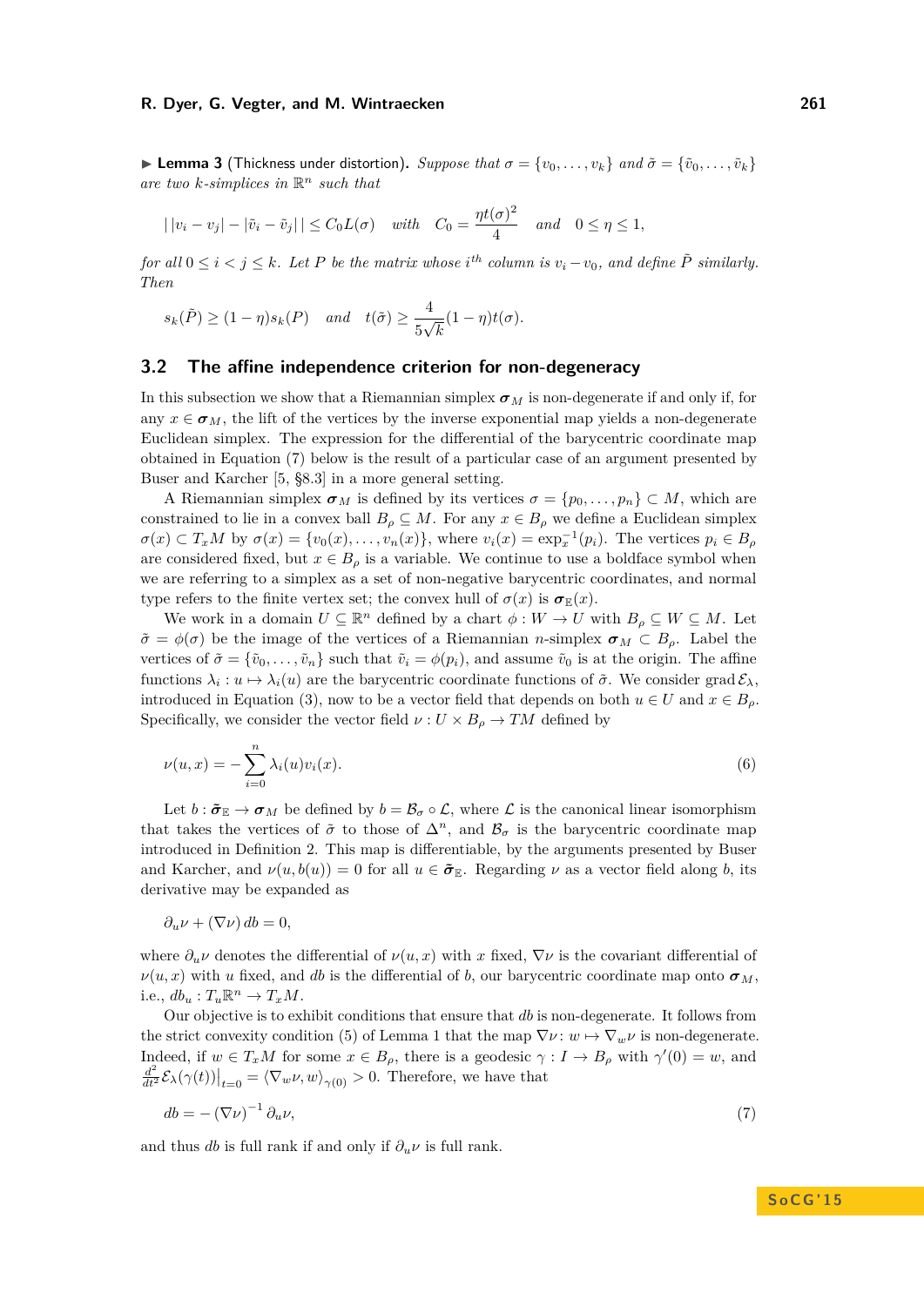▶ **Lemma 3** (Thickness under distortion). *Suppose that $\sigma = \{v_0, \dots, v_k\}$ and $\tilde{\sigma} = \{\tilde{v}_0, \dots, \tilde{v}_k\}$ are two $k$-simplices in $\mathbb{R}^n$ such that*

$$\left| |v_i - v_j| - |\tilde{v}_i - \tilde{v}_j| \right| \leq C_0 L(\sigma) \quad \text{with} \quad C_0 = \frac{\eta t(\sigma)^2}{4} \quad \text{and} \quad 0 \leq \eta \leq 1,$$

*for all $0 \leq i < j \leq k$. Let $P$ be the matrix whose $i^{th}$ column is $v_i - v_0$, and define $\tilde{P}$ similarly. Then*

$$s_k(\tilde{P}) \geq (1 - \eta) s_k(P) \quad \text{and} \quad t(\tilde{\sigma}) \geq \frac{4}{5\sqrt{k}} (1 - \eta) t(\sigma).$$

## 3.2 The affine independence criterion for non-degeneracy

In this subsection we show that a Riemannian simplex $\boldsymbol{\sigma}_M$ is non-degenerate if and only if, for any $x \in \boldsymbol{\sigma}_M$, the lift of the vertices by the inverse exponential map yields a non-degenerate Euclidean simplex. The expression for the differential of the barycentric coordinate map obtained in Equation (7) below is the result of a particular case of an argument presented by Buser and Karcher [5, §8.3] in a more general setting.

A Riemannian simplex $\boldsymbol{\sigma}_M$ is defined by its vertices $\sigma = \{p_0, \dots, p_n\} \subset M$, which are constrained to lie in a convex ball $B_\rho \subseteq M$. For any $x \in B_\rho$ we define a Euclidean simplex $\sigma(x) \subset T_x M$ by $\sigma(x) = \{v_0(x), \dots, v_n(x)\}$, where $v_i(x) = \exp_x^{-1}(p_i)$. The vertices $p_i \in B_\rho$ are considered fixed, but $x \in B_\rho$ is a variable. We continue to use a boldface symbol when we are referring to a simplex as a set of non-negative barycentric coordinates, and normal type refers to the finite vertex set; the convex hull of $\sigma(x)$ is $\boldsymbol{\sigma}_{\mathbb{E}}(x)$.

We work in a domain $U \subseteq \mathbb{R}^n$ defined by a chart $\phi : W \to U$ with $B_\rho \subseteq W \subseteq M$. Let $\tilde{\sigma} = \phi(\sigma)$ be the image of the vertices of a Riemannian $n$-simplex $\boldsymbol{\sigma}_M \subset B_\rho$. Label the vertices of $\tilde{\sigma} = \{\tilde{v}_0, \dots, \tilde{v}_n\}$ such that $\tilde{v}_i = \phi(p_i)$, and assume $\tilde{v}_0$ is at the origin. The affine functions $\lambda_i : u \mapsto \lambda_i(u)$ are the barycentric coordinate functions of $\tilde{\sigma}$. We consider $\operatorname{grad} \mathcal{E}_\lambda$, introduced in Equation (3), now to be a vector field that depends on both $u \in U$ and $x \in B_\rho$. Specifically, we consider the vector field $\nu : U \times B_\rho \to TM$ defined by

$$\nu(u, x) = -\sum_{i=0}^{n} \lambda_i(u) v_i(x). \tag{6}$$

Let $b : \tilde{\boldsymbol{\sigma}}_{\mathbb{E}} \to \boldsymbol{\sigma}_M$ be defined by $b = \mathcal{B}_\sigma \circ \mathcal{L}$, where $\mathcal{L}$ is the canonical linear isomorphism that takes the vertices of $\tilde{\sigma}$ to those of $\Delta^n$, and $\mathcal{B}_\sigma$ is the barycentric coordinate map introduced in Definition 2. This map is differentiable, by the arguments presented by Buser and Karcher, and $\nu(u, b(u)) = 0$ for all $u \in \tilde{\boldsymbol{\sigma}}_{\mathbb{E}}$. Regarding $\nu$ as a vector field along $b$, its derivative may be expanded as

$$\partial_u \nu + (\nabla \nu)\, db = 0,$$

where $\partial_u \nu$ denotes the differential of $\nu(u, x)$ with $x$ fixed, $\nabla \nu$ is the covariant differential of $\nu(u, x)$ with $u$ fixed, and $db$ is the differential of $b$, our barycentric coordinate map onto $\boldsymbol{\sigma}_M$, i.e., $db_u : T_u \mathbb{R}^n \to T_x M$.

Our objective is to exhibit conditions that ensure that $db$ is non-degenerate. It follows from the strict convexity condition (5) of Lemma 1 that the map $\nabla \nu \colon w \mapsto \nabla_w \nu$ is non-degenerate. Indeed, if $w \in T_x M$ for some $x \in B_\rho$, there is a geodesic $\gamma : I \to B_\rho$ with $\gamma'(0) = w$, and $\frac{d^2}{dt^2} \mathcal{E}_\lambda(\gamma(t))\big|_{t=0} = \langle \nabla_w \nu, w \rangle_{\gamma(0)} > 0$. Therefore, we have that

$$db = -\left(\nabla \nu\right)^{-1} \partial_u \nu, \tag{7}$$

and thus $db$ is full rank if and only if $\partial_u \nu$ is full rank.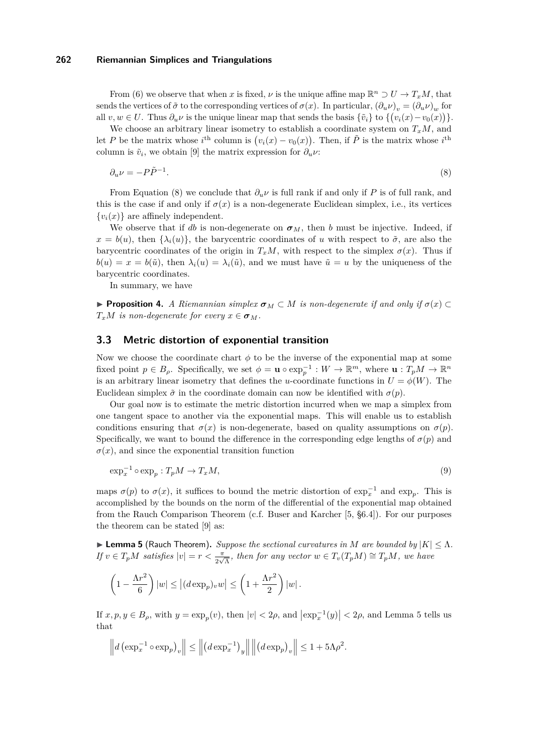From (6) we observe that when $x$ is fixed, $\nu$ is the unique affine map $\mathbb{R}^n \supset U \to T_xM$, that sends the vertices of $\tilde{\sigma}$ to the corresponding vertices of $\sigma(x)$. In particular, $(\partial_u \nu)_v = (\partial_u \nu)_w$ for all $v, w \in U$. Thus $\partial_u \nu$ is the unique linear map that sends the basis $\{\tilde{v}_i\}$ to $\{(v_i(x) - v_0(x))\}$.

We choose an arbitrary linear isometry to establish a coordinate system on $T_xM$, and let $P$ be the matrix whose $i^{\text{th}}$ column is $(v_i(x) - v_0(x))$. Then, if $\tilde{P}$ is the matrix whose $i^{\text{th}}$ column is $\tilde{v}_i$, we obtain [9] the matrix expression for $\partial_u \nu$:

$$\partial_u \nu = -P\tilde{P}^{-1}. \tag{8}$$

From Equation (8) we conclude that $\partial_u \nu$ is full rank if and only if $P$ is of full rank, and this is the case if and only if $\sigma(x)$ is a non-degenerate Euclidean simplex, i.e., its vertices $\{v_i(x)\}$ are affinely independent.

We observe that if $db$ is non-degenerate on $\boldsymbol{\sigma}_M$, then $b$ must be injective. Indeed, if $x = b(u)$, then $\{\lambda_i(u)\}$, the barycentric coordinates of $u$ with respect to $\tilde{\sigma}$, are also the barycentric coordinates of the origin in $T_xM$, with respect to the simplex $\sigma(x)$. Thus if $b(u) = x = b(\tilde{u})$, then $\lambda_i(u) = \lambda_i(\tilde{u})$, and we must have $\tilde{u} = u$ by the uniqueness of the barycentric coordinates.

In summary, we have

▶ **Proposition 4.** *A Riemannian simplex $\boldsymbol{\sigma}_M \subset M$ is non-degenerate if and only if $\sigma(x) \subset T_xM$ is non-degenerate for every $x \in \boldsymbol{\sigma}_M$.*

## 3.3 Metric distortion of exponential transition

Now we choose the coordinate chart $\phi$ to be the inverse of the exponential map at some fixed point $p \in B_\rho$. Specifically, we set $\phi = \mathbf{u} \circ \exp_p^{-1} : W \to \mathbb{R}^m$, where $\mathbf{u} : T_pM \to \mathbb{R}^n$ is an arbitrary linear isometry that defines the $u$-coordinate functions in $U = \phi(W)$. The Euclidean simplex $\tilde{\sigma}$ in the coordinate domain can now be identified with $\sigma(p)$.

Our goal now is to estimate the metric distortion incurred when we map a simplex from one tangent space to another via the exponential maps. This will enable us to establish conditions ensuring that $\sigma(x)$ is non-degenerate, based on quality assumptions on $\sigma(p)$. Specifically, we want to bound the difference in the corresponding edge lengths of $\sigma(p)$ and $\sigma(x)$, and since the exponential transition function

$$\exp_x^{-1} \circ \exp_p : T_pM \to T_xM, \tag{9}$$

maps $\sigma(p)$ to $\sigma(x)$, it suffices to bound the metric distortion of $\exp_x^{-1}$ and $\exp_p$. This is accomplished by the bounds on the norm of the differential of the exponential map obtained from the Rauch Comparison Theorem (c.f. Buser and Karcher [5, §6.4]). For our purposes the theorem can be stated [9] as:

▶ **Lemma 5** (Rauch Theorem)**.** *Suppose the sectional curvatures in $M$ are bounded by $|K| \leq \Lambda$. If $v \in T_pM$ satisfies $|v| = r < \frac{\pi}{2\sqrt{\Lambda}}$, then for any vector $w \in T_v(T_pM) \cong T_pM$, we have*

$$\left(1 - \frac{\Lambda r^2}{6}\right)|w| \leq \left|(d\exp_p)_v w\right| \leq \left(1 + \frac{\Lambda r^2}{2}\right)|w|.$$

If $x, p, y \in B_\rho$, with $y = \exp_p(v)$, then $|v| < 2\rho$, and $\left|\exp_x^{-1}(y)\right| < 2\rho$, and Lemma 5 tells us that

$$\left\| d\left(\exp_x^{-1} \circ \exp_p\right)_v \right\| \leq \left\| \left(d\exp_x^{-1}\right)_y \right\| \left\| \left(d\exp_p\right)_v \right\| \leq 1 + 5\Lambda\rho^2.$$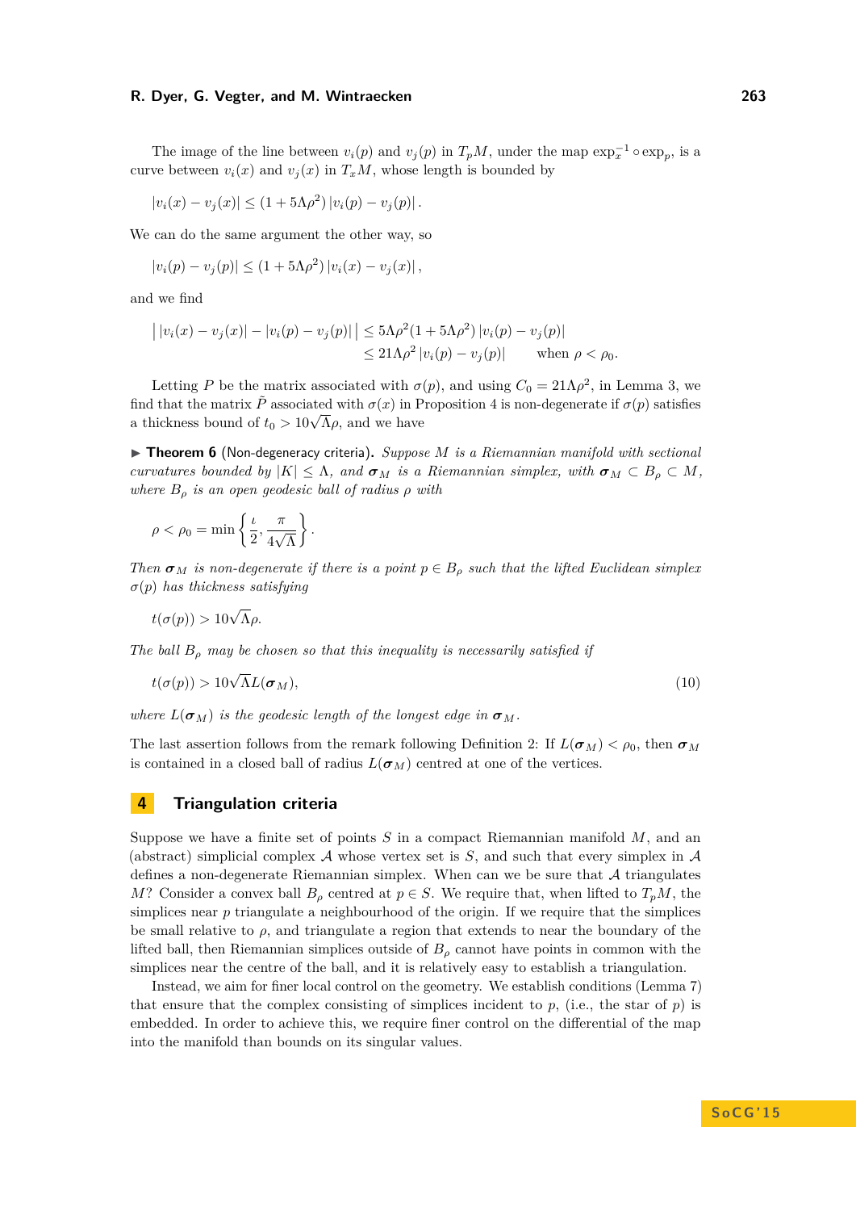The image of the line between $v_i(p)$ and $v_j(p)$ in $T_pM$, under the map $\exp_x^{-1} \circ \exp_p$, is a curve between $v_i(x)$ and $v_j(x)$ in $T_xM$, whose length is bounded by

$$|v_i(x) - v_j(x)| \leq (1 + 5\Lambda\rho^2) |v_i(p) - v_j(p)| .$$

We can do the same argument the other way, so

$$|v_i(p) - v_j(p)| \leq (1 + 5\Lambda\rho^2) |v_i(x) - v_j(x)| ,$$

and we find

$$\begin{aligned} \big| |v_i(x) - v_j(x)| - |v_i(p) - v_j(p)| \big| &\leq 5\Lambda\rho^2(1 + 5\Lambda\rho^2) |v_i(p) - v_j(p)| \\ &\leq 21\Lambda\rho^2 |v_i(p) - v_j(p)| \qquad \text{when } \rho < \rho_0. \end{aligned}$$

Letting $P$ be the matrix associated with $\sigma(p)$, and using $C_0 = 21\Lambda\rho^2$, in Lemma 3, we find that the matrix $\tilde{P}$ associated with $\sigma(x)$ in Proposition 4 is non-degenerate if $\sigma(p)$ satisfies a thickness bound of $t_0 > 10\sqrt{\Lambda}\rho$, and we have

▶ **Theorem 6** (Non-degeneracy criteria). *Suppose $M$ is a Riemannian manifold with sectional curvatures bounded by $|K| \leq \Lambda$, and $\boldsymbol{\sigma}_M$ is a Riemannian simplex, with $\boldsymbol{\sigma}_M \subset B_\rho \subset M$, where $B_\rho$ is an open geodesic ball of radius $\rho$ with*

$$\rho < \rho_0 = \min\left\{ \frac{\iota}{2}, \frac{\pi}{4\sqrt{\Lambda}} \right\}.$$

*Then $\boldsymbol{\sigma}_M$ is non-degenerate if there is a point $p \in B_\rho$ such that the lifted Euclidean simplex $\sigma(p)$ has thickness satisfying*

$$t(\sigma(p)) > 10\sqrt{\Lambda}\rho.$$

*The ball $B_\rho$ may be chosen so that this inequality is necessarily satisfied if*

$$t(\sigma(p)) > 10\sqrt{\Lambda}L(\boldsymbol{\sigma}_M), \tag{10}$$

*where $L(\boldsymbol{\sigma}_M)$ is the geodesic length of the longest edge in $\boldsymbol{\sigma}_M$.*

The last assertion follows from the remark following Definition 2: If $L(\boldsymbol{\sigma}_M) < \rho_0$, then $\boldsymbol{\sigma}_M$ is contained in a closed ball of radius $L(\boldsymbol{\sigma}_M)$ centred at one of the vertices.

## 4 Triangulation criteria

Suppose we have a finite set of points $S$ in a compact Riemannian manifold $M$, and an (abstract) simplicial complex $\mathcal{A}$ whose vertex set is $S$, and such that every simplex in $\mathcal{A}$ defines a non-degenerate Riemannian simplex. When can we be sure that $\mathcal{A}$ triangulates $M$? Consider a convex ball $B_\rho$ centred at $p \in S$. We require that, when lifted to $T_pM$, the simplices near $p$ triangulate a neighbourhood of the origin. If we require that the simplices be small relative to $\rho$, and triangulate a region that extends to near the boundary of the lifted ball, then Riemannian simplices outside of $B_\rho$ cannot have points in common with the simplices near the centre of the ball, and it is relatively easy to establish a triangulation.

Instead, we aim for finer local control on the geometry. We establish conditions (Lemma 7) that ensure that the complex consisting of simplices incident to $p$, (i.e., the star of $p$) is embedded. In order to achieve this, we require finer control on the differential of the map into the manifold than bounds on its singular values.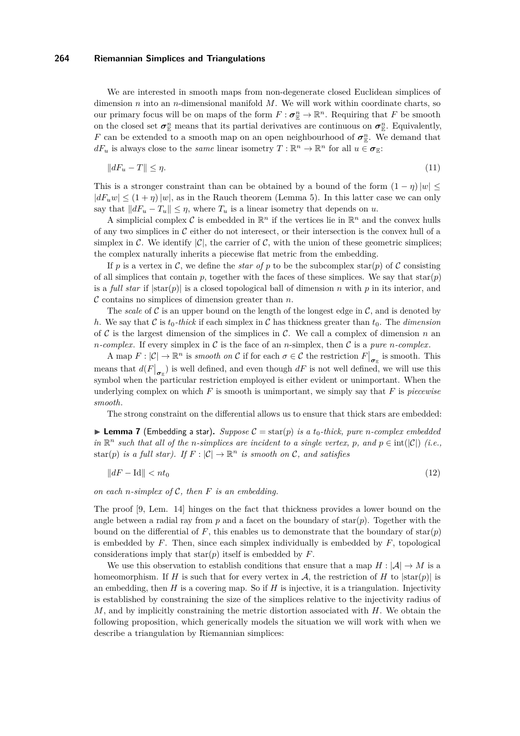We are interested in smooth maps from non-degenerate closed Euclidean simplices of dimension $n$ into an $n$-dimensional manifold $M$. We will work within coordinate charts, so our primary focus will be on maps of the form $F : \boldsymbol{\sigma}^n_{\mathbb{E}} \to \mathbb{R}^n$. Requiring that $F$ be smooth on the closed set $\boldsymbol{\sigma}^n_{\mathbb{E}}$ means that its partial derivatives are continuous on $\boldsymbol{\sigma}^n_{\mathbb{E}}$. Equivalently, $F$ can be extended to a smooth map on an open neighbourhood of $\boldsymbol{\sigma}^n_{\mathbb{E}}$. We demand that $dF_u$ is always close to the *same* linear isometry $T : \mathbb{R}^n \to \mathbb{R}^n$ for all $u \in \boldsymbol{\sigma}_{\mathbb{E}}$:

$$\|dF_u - T\| \leq \eta. \tag{11}$$

This is a stronger constraint than can be obtained by a bound of the form $(1 - \eta)\,|w| \leq |dF_u w| \leq (1 + \eta)\,|w|$, as in the Rauch theorem (Lemma 5). In this latter case we can only say that $\|dF_u - T_u\| \leq \eta$, where $T_u$ is a linear isometry that depends on $u$.

A simplicial complex $\mathcal{C}$ is embedded in $\mathbb{R}^n$ if the vertices lie in $\mathbb{R}^n$ and the convex hulls of any two simplices in $\mathcal{C}$ either do not interesect, or their intersection is the convex hull of a simplex in $\mathcal{C}$. We identify $|\mathcal{C}|$, the carrier of $\mathcal{C}$, with the union of these geometric simplices; the complex naturally inherits a piecewise flat metric from the embedding.

If $p$ is a vertex in $\mathcal{C}$, we define the *star of* $p$ to be the subcomplex $\mathrm{star}(p)$ of $\mathcal{C}$ consisting of all simplices that contain $p$, together with the faces of these simplices. We say that $\mathrm{star}(p)$ is a *full star* if $|\mathrm{star}(p)|$ is a closed topological ball of dimension $n$ with $p$ in its interior, and $\mathcal{C}$ contains no simplices of dimension greater than $n$.

The *scale* of $\mathcal{C}$ is an upper bound on the length of the longest edge in $\mathcal{C}$, and is denoted by $h$. We say that $\mathcal{C}$ is $t_0$*-thick* if each simplex in $\mathcal{C}$ has thickness greater than $t_0$. The *dimension* of $\mathcal{C}$ is the largest dimension of the simplices in $\mathcal{C}$. We call a complex of dimension $n$ an $n$*-complex*. If every simplex in $\mathcal{C}$ is the face of an $n$-simplex, then $\mathcal{C}$ is a *pure* $n$*-complex*.

A map $F : |\mathcal{C}| \to \mathbb{R}^n$ is *smooth on* $\mathcal{C}$ if for each $\sigma \in \mathcal{C}$ the restriction $F\big|_{\boldsymbol{\sigma}_{\mathbb{E}}}$ is smooth. This means that $d(F\big|_{\boldsymbol{\sigma}_{\mathbb{E}}})$ is well defined, and even though $dF$ is not well defined, we will use this symbol when the particular restriction employed is either evident or unimportant. When the underlying complex on which $F$ is smooth is unimportant, we simply say that $F$ is *piecewise smooth*.

The strong constraint on the differential allows us to ensure that thick stars are embedded:

▶ **Lemma 7** (Embedding a star). *Suppose $\mathcal{C} = \mathrm{star}(p)$ is a $t_0$-thick, pure $n$-complex embedded in $\mathbb{R}^n$ such that all of the $n$-simplices are incident to a single vertex, $p$, and $p \in \mathrm{int}(|\mathcal{C}|)$ (i.e., $\mathrm{star}(p)$ is a full star). If $F : |\mathcal{C}| \to \mathbb{R}^n$ is smooth on $\mathcal{C}$, and satisfies*

$$\|dF - \mathrm{Id}\| < nt_0 \tag{12}$$

*on each $n$-simplex of $\mathcal{C}$, then $F$ is an embedding.*

The proof [9, Lem. 14] hinges on the fact that thickness provides a lower bound on the angle between a radial ray from $p$ and a facet on the boundary of $\mathrm{star}(p)$. Together with the bound on the differential of $F$, this enables us to demonstrate that the boundary of $\mathrm{star}(p)$ is embedded by $F$. Then, since each simplex individually is embedded by $F$, topological considerations imply that $\mathrm{star}(p)$ itself is embedded by $F$.

We use this observation to establish conditions that ensure that a map $H : |\mathcal{A}| \to M$ is a homeomorphism. If $H$ is such that for every vertex in $\mathcal{A}$, the restriction of $H$ to $|\mathrm{star}(p)|$ is an embedding, then $H$ is a covering map. So if $H$ is injective, it is a triangulation. Injectivity is established by constraining the size of the simplices relative to the injectivity radius of $M$, and by implicitly constraining the metric distortion associated with $H$. We obtain the following proposition, which generically models the situation we will work with when we describe a triangulation by Riemannian simplices: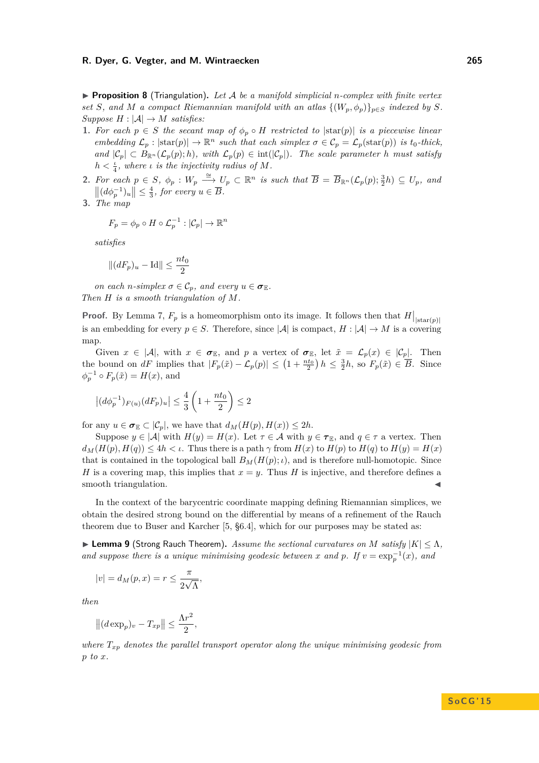▶ **Proposition 8** (Triangulation). *Let $\mathcal{A}$ be a manifold simplicial $n$-complex with finite vertex set $S$, and $M$ a compact Riemannian manifold with an atlas $\{(W_p, \phi_p)\}_{p\in S}$ indexed by $S$. Suppose $H : |\mathcal{A}| \to M$ satisfies:*

1. *For each $p \in S$ the secant map of $\phi_p \circ H$ restricted to $|\mathrm{star}(p)|$ is a piecewise linear embedding $\mathcal{L}_p : |\mathrm{star}(p)| \to \mathbb{R}^n$ such that each simplex $\sigma \in \mathcal{C}_p = \mathcal{L}_p(\mathrm{star}(p))$ is $t_0$-thick, and $|\mathcal{C}_p| \subset B_{\mathbb{R}^n}(\mathcal{L}_p(p); h)$, with $\mathcal{L}_p(p) \in \mathrm{int}(|\mathcal{C}_p|)$. The scale parameter $h$ must satisfy $h < \frac{\iota}{4}$, where $\iota$ is the injectivity radius of $M$.*
2. *For each $p \in S$, $\phi_p : W_p \xrightarrow{\cong} U_p \subset \mathbb{R}^n$ is such that $\overline{B} = \overline{B}_{\mathbb{R}^n}(\mathcal{L}_p(p); \frac{3}{2}h) \subseteq U_p$, and $\|(d\phi_p^{-1})_u\| \leq \frac{4}{3}$, for every $u \in \overline{B}$.*
3. *The map*

   $$F_p = \phi_p \circ H \circ \mathcal{L}_p^{-1} : |\mathcal{C}_p| \to \mathbb{R}^n$$

   *satisfies*

   $$\|(dF_p)_u - \mathrm{Id}\| \leq \frac{nt_0}{2}$$

   *on each $n$-simplex $\sigma \in \mathcal{C}_p$, and every $u \in \boldsymbol{\sigma}_{\mathbb{E}}$.*

*Then $H$ is a smooth triangulation of $M$.*

**Proof.** By Lemma 7, $F_p$ is a homeomorphism onto its image. It follows then that $H\big|_{|\mathrm{star}(p)|}$ is an embedding for every $p \in S$. Therefore, since $|\mathcal{A}|$ is compact, $H : |\mathcal{A}| \to M$ is a covering map.

Given $x \in |\mathcal{A}|$, with $x \in \boldsymbol{\sigma}_{\mathbb{E}}$, and $p$ a vertex of $\boldsymbol{\sigma}_{\mathbb{E}}$, let $\tilde{x} = \mathcal{L}_p(x) \in |\mathcal{C}_p|$. Then the bound on $dF$ implies that $|F_p(\tilde{x}) - \mathcal{L}_p(p)| \leq \left(1 + \frac{nt_0}{2}\right) h \leq \frac{3}{2}h$, so $F_p(\tilde{x}) \in \overline{B}$. Since $\phi_p^{-1} \circ F_p(\tilde{x}) = H(x)$, and

$$\left|(d\phi_p^{-1})_{F(u)}(dF_p)_u\right| \leq \frac{4}{3}\left(1 + \frac{nt_0}{2}\right) \leq 2$$

for any $u \in \boldsymbol{\sigma}_{\mathbb{E}} \subset |\mathcal{C}_p|$, we have that $d_M(H(p), H(x)) \leq 2h$.

Suppose $y \in |\mathcal{A}|$ with $H(y) = H(x)$. Let $\tau \in \mathcal{A}$ with $y \in \boldsymbol{\tau}_{\mathbb{E}}$, and $q \in \tau$ a vertex. Then $d_M(H(p), H(q)) \leq 4h < \iota$. Thus there is a path $\gamma$ from $H(x)$ to $H(p)$ to $H(q)$ to $H(y) = H(x)$ that is contained in the topological ball $B_M(H(p); \iota)$, and is therefore null-homotopic. Since $H$ is a covering map, this implies that $x = y$. Thus $H$ is injective, and therefore defines a smooth triangulation. ◀

In the context of the barycentric coordinate mapping defining Riemannian simplices, we obtain the desired strong bound on the differential by means of a refinement of the Rauch theorem due to Buser and Karcher [5, §6.4], which for our purposes may be stated as:

▶ **Lemma 9** (Strong Rauch Theorem). *Assume the sectional curvatures on $M$ satisfy $|K| \leq \Lambda$, and suppose there is a unique minimising geodesic between $x$ and $p$. If $v = \exp_p^{-1}(x)$, and*

$$|v| = d_M(p, x) = r \leq \frac{\pi}{2\sqrt{\Lambda}},$$

*then*

$$\left\|(d\exp_p)_v - T_{xp}\right\| \leq \frac{\Lambda r^2}{2},$$

*where $T_{xp}$ denotes the parallel transport operator along the unique minimising geodesic from $p$ to $x$.*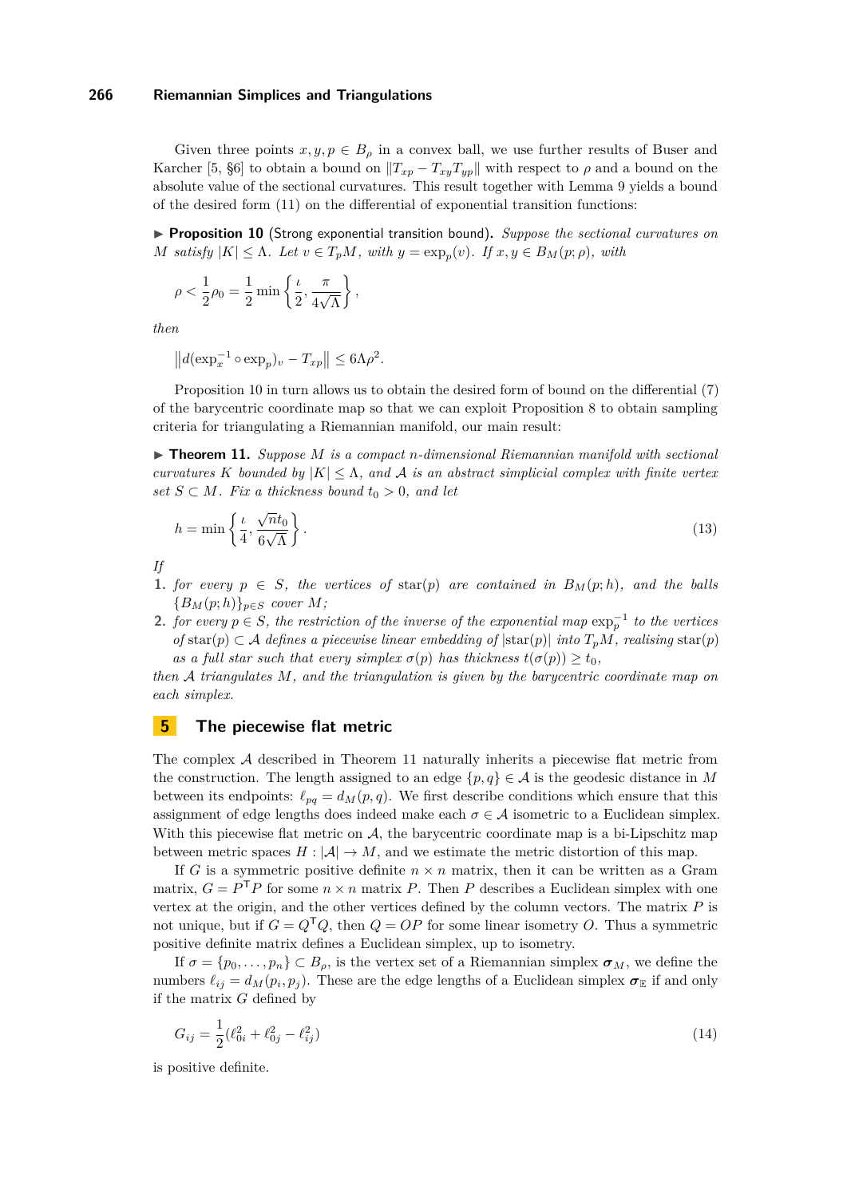Given three points $x, y, p \in B_\rho$ in a convex ball, we use further results of Buser and Karcher [5, §6] to obtain a bound on $\|T_{xp} - T_{xy}T_{yp}\|$ with respect to $\rho$ and a bound on the absolute value of the sectional curvatures. This result together with Lemma 9 yields a bound of the desired form (11) on the differential of exponential transition functions:

▶ **Proposition 10** (Strong exponential transition bound). *Suppose the sectional curvatures on $M$ satisfy $|K| \leq \Lambda$. Let $v \in T_pM$, with $y = \exp_p(v)$. If $x, y \in B_M(p;\rho)$, with*

$$\rho < \frac{1}{2}\rho_0 = \frac{1}{2}\min\left\{\frac{\iota}{2}, \frac{\pi}{4\sqrt{\Lambda}}\right\},$$

*then*

$$\left\| d(\exp_x^{-1} \circ \exp_p)_v - T_{xp} \right\| \leq 6\Lambda\rho^2.$$

Proposition 10 in turn allows us to obtain the desired form of bound on the differential (7) of the barycentric coordinate map so that we can exploit Proposition 8 to obtain sampling criteria for triangulating a Riemannian manifold, our main result:

▶ **Theorem 11.** *Suppose $M$ is a compact $n$-dimensional Riemannian manifold with sectional curvatures $K$ bounded by $|K| \leq \Lambda$, and $\mathcal{A}$ is an abstract simplicial complex with finite vertex set $S \subset M$. Fix a thickness bound $t_0 > 0$, and let*

$$h = \min\left\{\frac{\iota}{4}, \frac{\sqrt{n}t_0}{6\sqrt{\Lambda}}\right\}. \tag{13}$$

*If*

1. *for every $p \in S$, the vertices of $\mathrm{star}(p)$ are contained in $B_M(p;h)$, and the balls $\{B_M(p;h)\}_{p\in S}$ cover $M$;*
2. *for every $p \in S$, the restriction of the inverse of the exponential map $\exp_p^{-1}$ to the vertices of $\mathrm{star}(p) \subset \mathcal{A}$ defines a piecewise linear embedding of $|\mathrm{star}(p)|$ into $T_pM$, realising $\mathrm{star}(p)$ as a full star such that every simplex $\sigma(p)$ has thickness $t(\sigma(p)) \geq t_0$,*

*then $\mathcal{A}$ triangulates $M$, and the triangulation is given by the barycentric coordinate map on each simplex.*

## 5 The piecewise flat metric

The complex $\mathcal{A}$ described in Theorem 11 naturally inherits a piecewise flat metric from the construction. The length assigned to an edge $\{p,q\} \in \mathcal{A}$ is the geodesic distance in $M$ between its endpoints: $\ell_{pq} = d_M(p,q)$. We first describe conditions which ensure that this assignment of edge lengths does indeed make each $\sigma \in \mathcal{A}$ isometric to a Euclidean simplex. With this piecewise flat metric on $\mathcal{A}$, the barycentric coordinate map is a bi-Lipschitz map between metric spaces $H : |\mathcal{A}| \to M$, and we estimate the metric distortion of this map.

If $G$ is a symmetric positive definite $n \times n$ matrix, then it can be written as a Gram matrix, $G = P^\mathsf{T}P$ for some $n \times n$ matrix $P$. Then $P$ describes a Euclidean simplex with one vertex at the origin, and the other vertices defined by the column vectors. The matrix $P$ is not unique, but if $G = Q^\mathsf{T}Q$, then $Q = OP$ for some linear isometry $O$. Thus a symmetric positive definite matrix defines a Euclidean simplex, up to isometry.

If $\sigma = \{p_0, \ldots, p_n\} \subset B_\rho$, is the vertex set of a Riemannian simplex $\boldsymbol{\sigma}_M$, we define the numbers $\ell_{ij} = d_M(p_i, p_j)$. These are the edge lengths of a Euclidean simplex $\boldsymbol{\sigma}_\mathbb{E}$ if and only if the matrix $G$ defined by

$$G_{ij} = \frac{1}{2}(\ell_{0i}^2 + \ell_{0j}^2 - \ell_{ij}^2) \tag{14}$$

is positive definite.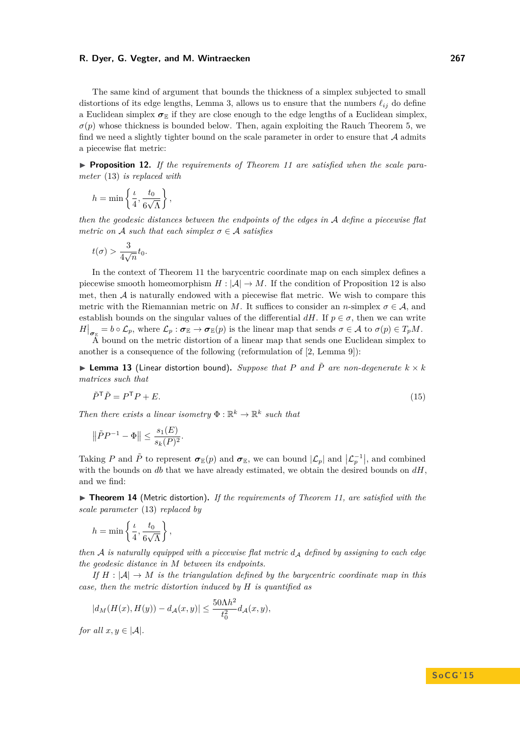The same kind of argument that bounds the thickness of a simplex subjected to small distortions of its edge lengths, Lemma 3, allows us to ensure that the numbers $\ell_{ij}$ do define a Euclidean simplex $\boldsymbol{\sigma}_{\mathbb{E}}$ if they are close enough to the edge lengths of a Euclidean simplex, $\sigma(p)$ whose thickness is bounded below. Then, again exploiting the Rauch Theorem 5, we find we need a slightly tighter bound on the scale parameter in order to ensure that $\mathcal{A}$ admits a piecewise flat metric:

▶ **Proposition 12.** *If the requirements of Theorem 11 are satisfied when the scale parameter* (13) *is replaced with*

$$h = \min\left\{ \frac{\iota}{4}, \frac{t_0}{6\sqrt{\Lambda}} \right\},$$

*then the geodesic distances between the endpoints of the edges in $\mathcal{A}$ define a piecewise flat metric on $\mathcal{A}$ such that each simplex $\sigma \in \mathcal{A}$ satisfies*

$$t(\sigma) > \frac{3}{4\sqrt{n}} t_0.$$

In the context of Theorem 11 the barycentric coordinate map on each simplex defines a piecewise smooth homeomorphism $H : |\mathcal{A}| \to M$. If the condition of Proposition 12 is also met, then $\mathcal{A}$ is naturally endowed with a piecewise flat metric. We wish to compare this metric with the Riemannian metric on $M$. It suffices to consider an $n$-simplex $\sigma \in \mathcal{A}$, and establish bounds on the singular values of the differential $dH$. If $p \in \sigma$, then we can write $H\big|_{\boldsymbol{\sigma}_{\mathbb{E}}} = b \circ \mathcal{L}_p$, where $\mathcal{L}_p : \boldsymbol{\sigma}_{\mathbb{E}} \to \boldsymbol{\sigma}_{\mathbb{E}}(p)$ is the linear map that sends $\sigma \in \mathcal{A}$ to $\sigma(p) \in T_pM$.

A bound on the metric distortion of a linear map that sends one Euclidean simplex to another is a consequence of the following (reformulation of [2, Lemma 9]):

▶ **Lemma 13** (Linear distortion bound)**.** *Suppose that $P$ and $\tilde{P}$ are non-degenerate $k \times k$ matrices such that*

$$\tilde{P}^{\mathsf{T}}\tilde{P} = P^{\mathsf{T}}P + E. \tag{15}$$

*Then there exists a linear isometry $\Phi : \mathbb{R}^k \to \mathbb{R}^k$ such that*

$$\left\|\tilde{P}P^{-1} - \Phi\right\| \leq \frac{s_1(E)}{s_k(P)^2}.$$

Taking $P$ and $\tilde{P}$ to represent $\boldsymbol{\sigma}_{\mathbb{E}}(p)$ and $\boldsymbol{\sigma}_{\mathbb{E}}$, we can bound $|\mathcal{L}_p|$ and $\left|\mathcal{L}_p^{-1}\right|$, and combined with the bounds on $db$ that we have already estimated, we obtain the desired bounds on $dH$, and we find:

▶ **Theorem 14** (Metric distortion)**.** *If the requirements of Theorem 11, are satisfied with the scale parameter* (13) *replaced by*

$$h = \min\left\{ \frac{\iota}{4}, \frac{t_0}{6\sqrt{\Lambda}} \right\},$$

*then $\mathcal{A}$ is naturally equipped with a piecewise flat metric $d_{\mathcal{A}}$ defined by assigning to each edge the geodesic distance in $M$ between its endpoints.*

*If $H : |\mathcal{A}| \to M$ is the triangulation defined by the barycentric coordinate map in this case, then the metric distortion induced by $H$ is quantified as*

$$|d_M(H(x), H(y)) - d_{\mathcal{A}}(x, y)| \leq \frac{50\Lambda h^2}{t_0^2} d_{\mathcal{A}}(x, y),$$

*for all $x, y \in |\mathcal{A}|$.*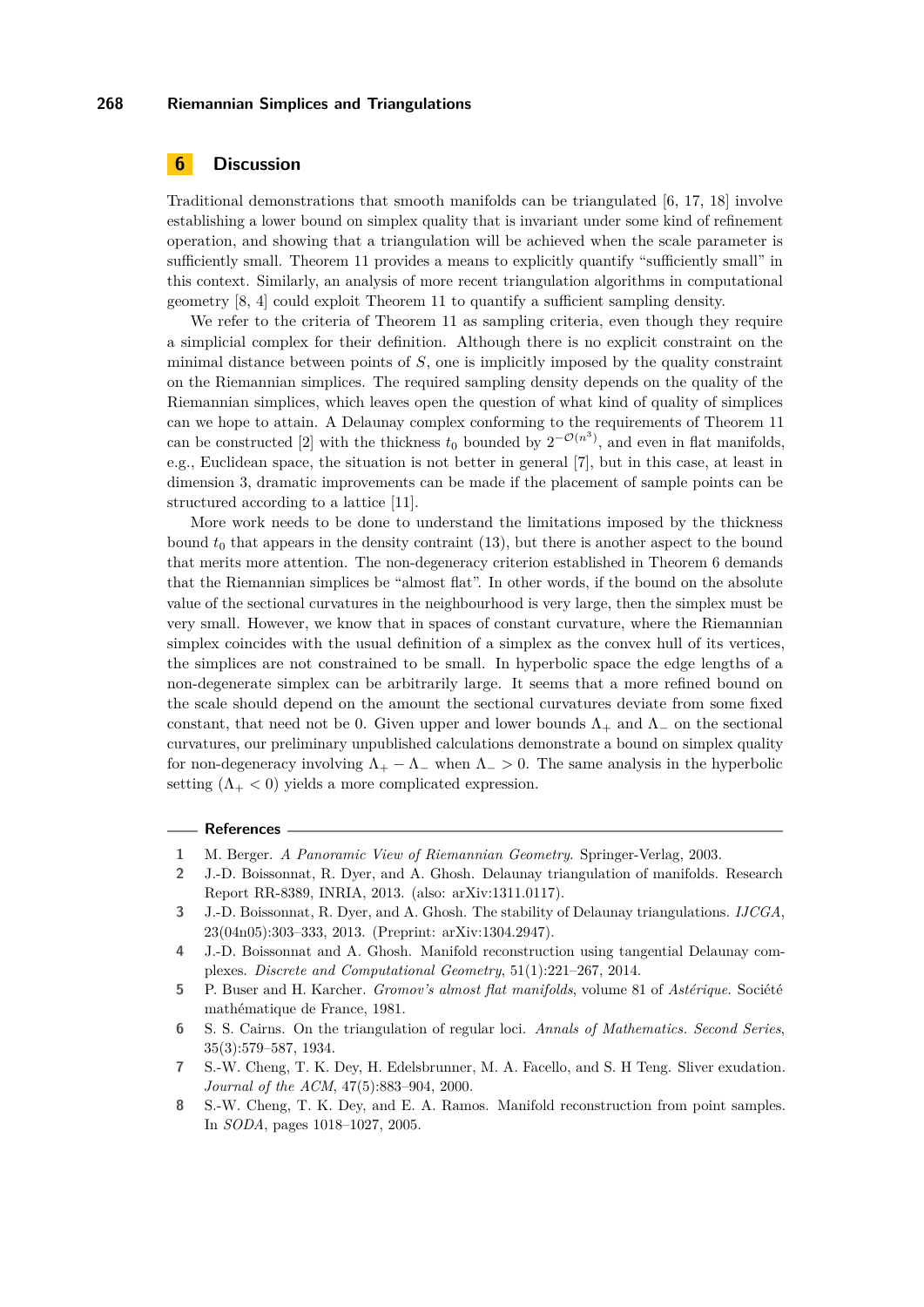## 6 Discussion

Traditional demonstrations that smooth manifolds can be triangulated [6, 17, 18] involve establishing a lower bound on simplex quality that is invariant under some kind of refinement operation, and showing that a triangulation will be achieved when the scale parameter is sufficiently small. Theorem 11 provides a means to explicitly quantify "sufficiently small" in this context. Similarly, an analysis of more recent triangulation algorithms in computational geometry [8, 4] could exploit Theorem 11 to quantify a sufficient sampling density.

We refer to the criteria of Theorem 11 as sampling criteria, even though they require a simplicial complex for their definition. Although there is no explicit constraint on the minimal distance between points of $S$, one is implicitly imposed by the quality constraint on the Riemannian simplices. The required sampling density depends on the quality of the Riemannian simplices, which leaves open the question of what kind of quality of simplices can we hope to attain. A Delaunay complex conforming to the requirements of Theorem 11 can be constructed [2] with the thickness $t_0$ bounded by $2^{-\mathcal{O}(n^3)}$, and even in flat manifolds, e.g., Euclidean space, the situation is not better in general [7], but in this case, at least in dimension 3, dramatic improvements can be made if the placement of sample points can be structured according to a lattice [11].

More work needs to be done to understand the limitations imposed by the thickness bound $t_0$ that appears in the density contraint (13), but there is another aspect to the bound that merits more attention. The non-degeneracy criterion established in Theorem 6 demands that the Riemannian simplices be "almost flat". In other words, if the bound on the absolute value of the sectional curvatures in the neighbourhood is very large, then the simplex must be very small. However, we know that in spaces of constant curvature, where the Riemannian simplex coincides with the usual definition of a simplex as the convex hull of its vertices, the simplices are not constrained to be small. In hyperbolic space the edge lengths of a non-degenerate simplex can be arbitrarily large. It seems that a more refined bound on the scale should depend on the amount the sectional curvatures deviate from some fixed constant, that need not be 0. Given upper and lower bounds $\Lambda_+$ and $\Lambda_-$ on the sectional curvatures, our preliminary unpublished calculations demonstrate a bound on simplex quality for non-degeneracy involving $\Lambda_+ - \Lambda_-$ when $\Lambda_- > 0$. The same analysis in the hyperbolic setting ($\Lambda_+ < 0$) yields a more complicated expression.

### References

1. M. Berger. *A Panoramic View of Riemannian Geometry*. Springer-Verlag, 2003.
2. J.-D. Boissonnat, R. Dyer, and A. Ghosh. Delaunay triangulation of manifolds. Research Report RR-8389, INRIA, 2013. (also: arXiv:1311.0117).
3. J.-D. Boissonnat, R. Dyer, and A. Ghosh. The stability of Delaunay triangulations. *IJCGA*, 23(04n05):303–333, 2013. (Preprint: arXiv:1304.2947).
4. J.-D. Boissonnat and A. Ghosh. Manifold reconstruction using tangential Delaunay complexes. *Discrete and Computational Geometry*, 51(1):221–267, 2014.
5. P. Buser and H. Karcher. *Gromov's almost flat manifolds*, volume 81 of *Astérique*. Société mathématique de France, 1981.
6. S. S. Cairns. On the triangulation of regular loci. *Annals of Mathematics. Second Series*, 35(3):579–587, 1934.
7. S.-W. Cheng, T. K. Dey, H. Edelsbrunner, M. A. Facello, and S. H Teng. Sliver exudation. *Journal of the ACM*, 47(5):883–904, 2000.
8. S.-W. Cheng, T. K. Dey, and E. A. Ramos. Manifold reconstruction from point samples. In *SODA*, pages 1018–1027, 2005.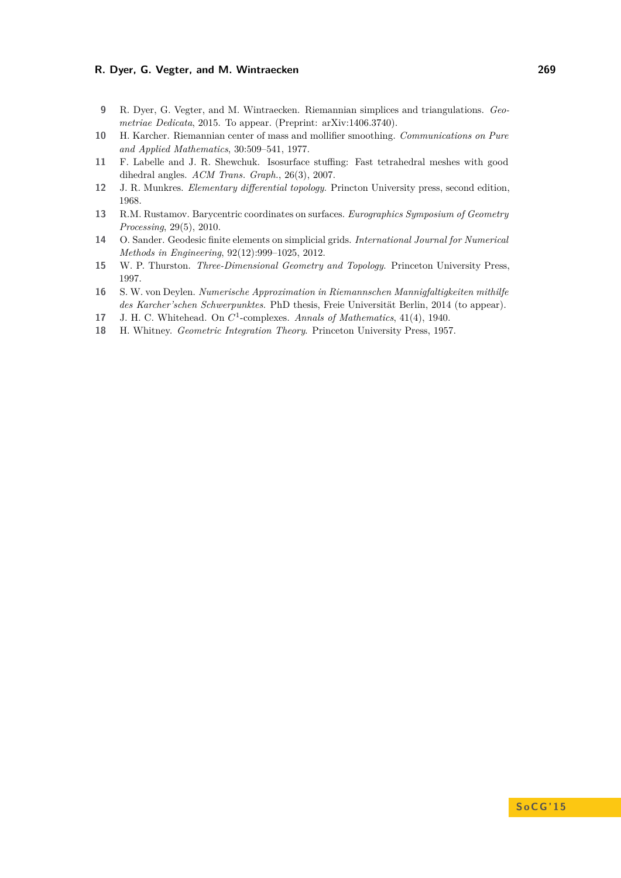9 R. Dyer, G. Vegter, and M. Wintraecken. Riemannian simplices and triangulations. *Geometriae Dedicata*, 2015. To appear. (Preprint: arXiv:1406.3740).

10 H. Karcher. Riemannian center of mass and mollifier smoothing. *Communications on Pure and Applied Mathematics*, 30:509–541, 1977.

11 F. Labelle and J. R. Shewchuk. Isosurface stuffing: Fast tetrahedral meshes with good dihedral angles. *ACM Trans. Graph.*, 26(3), 2007.

12 J. R. Munkres. *Elementary differential topology.* Princton University press, second edition, 1968.

13 R.M. Rustamov. Barycentric coordinates on surfaces. *Eurographics Symposium of Geometry Processing*, 29(5), 2010.

14 O. Sander. Geodesic finite elements on simplicial grids. *International Journal for Numerical Methods in Engineering*, 92(12):999–1025, 2012.

15 W. P. Thurston. *Three-Dimensional Geometry and Topology.* Princeton University Press, 1997.

16 S. W. von Deylen. *Numerische Approximation in Riemannschen Mannigfaltigkeiten mithilfe des Karcher'schen Schwerpunktes.* PhD thesis, Freie Universität Berlin, 2014 (to appear).

17 J. H. C. Whitehead. On $C^1$-complexes. *Annals of Mathematics*, 41(4), 1940.

18 H. Whitney. *Geometric Integration Theory.* Princeton University Press, 1957.